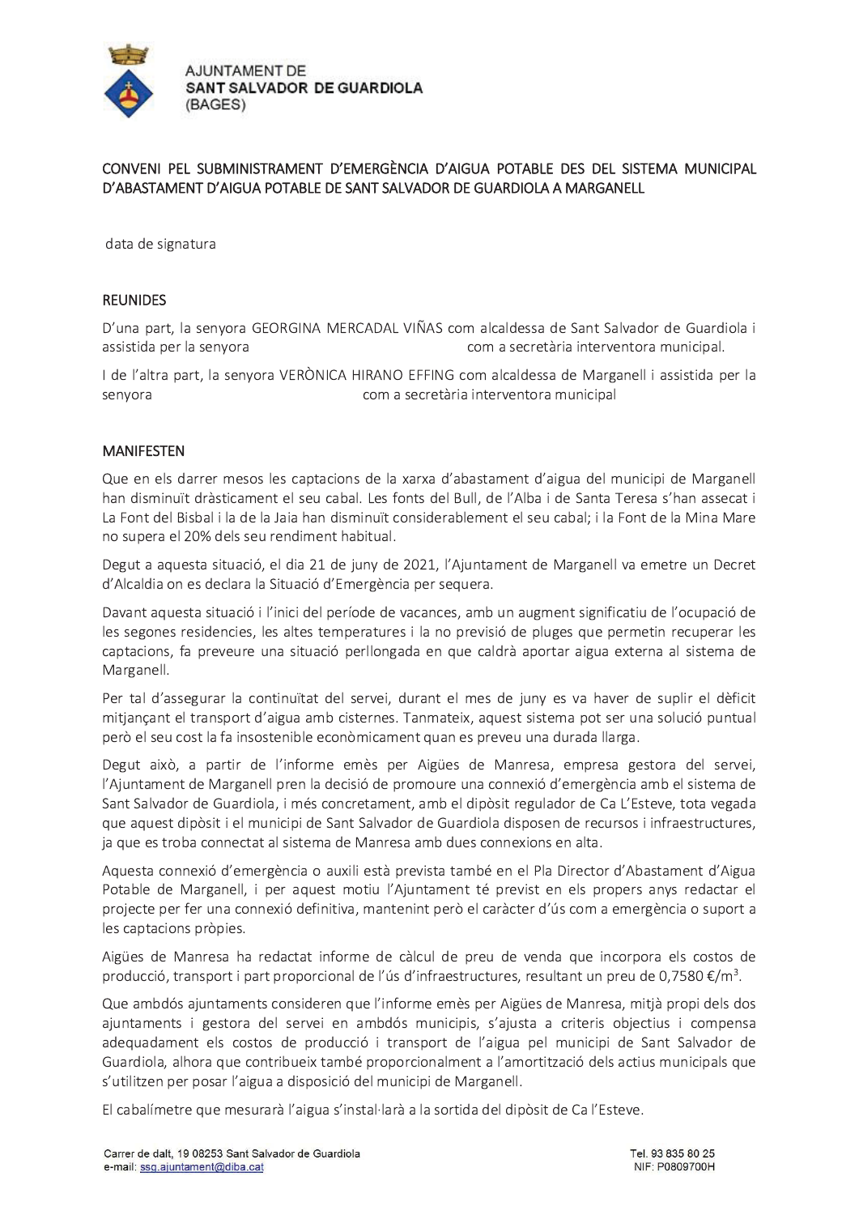AJUNTAMENT DE
**SANT SALVADOR DE GUARDIOLA**
(BAGES)

CONVENI PEL SUBMINISTRAMENT D'EMERGÈNCIA D'AIGUA POTABLE DES DEL SISTEMA MUNICIPAL D'ABASTAMENT D'AIGUA POTABLE DE SANT SALVADOR DE GUARDIOLA A MARGANELL

data de signatura

REUNIDES

D'una part, la senyora GEORGINA MERCADAL VIÑAS com alcaldessa de Sant Salvador de Guardiola i assistida per la senyora com a secretària interventora municipal.

I de l'altra part, la senyora VERÒNICA HIRANO EFFING com alcaldessa de Marganell i assistida per la senyora com a secretària interventora municipal

MANIFESTEN

Que en els darrer mesos les captacions de la xarxa d'abastament d'aigua del municipi de Marganell han disminuït dràsticament el seu cabal. Les fonts del Bull, de l'Alba i de Santa Teresa s'han assecat i La Font del Bisbal i la de la Jaia han disminuït considerablement el seu cabal; i la Font de la Mina Mare no supera el 20% dels seu rendiment habitual.

Degut a aquesta situació, el dia 21 de juny de 2021, l'Ajuntament de Marganell va emetre un Decret d'Alcaldia on es declara la Situació d'Emergència per sequera.

Davant aquesta situació i l'inici del període de vacances, amb un augment significatiu de l'ocupació de les segones residencies, les altes temperatures i la no previsió de pluges que permetin recuperar les captacions, fa preveure una situació perllongada en que caldrà aportar aigua externa al sistema de Marganell.

Per tal d'assegurar la continuïtat del servei, durant el mes de juny es va haver de suplir el dèficit mitjançant el transport d'aigua amb cisternes. Tanmateix, aquest sistema pot ser una solució puntual però el seu cost la fa insostenible econòmicament quan es preveu una durada llarga.

Degut això, a partir de l'informe emès per Aigües de Manresa, empresa gestora del servei, l'Ajuntament de Marganell pren la decisió de promoure una connexió d'emergència amb el sistema de Sant Salvador de Guardiola, i més concretament, amb el dipòsit regulador de Ca L'Esteve, tota vegada que aquest dipòsit i el municipi de Sant Salvador de Guardiola disposen de recursos i infraestructures, ja que es troba connectat al sistema de Manresa amb dues connexions en alta.

Aquesta connexió d'emergència o auxili està prevista també en el Pla Director d'Abastament d'Aigua Potable de Marganell, i per aquest motiu l'Ajuntament té previst en els propers anys redactar el projecte per fer una connexió definitiva, mantenint però el caràcter d'ús com a emergència o suport a les captacions pròpies.

Aigües de Manresa ha redactat informe de càlcul de preu de venda que incorpora els costos de producció, transport i part proporcional de l'ús d'infraestructures, resultant un preu de 0,7580 €/m$^3$.

Que ambdós ajuntaments consideren que l'informe emès per Aigües de Manresa, mitjà propi dels dos ajuntaments i gestora del servei en ambdós municipis, s'ajusta a criteris objectius i compensa adequadament els costos de producció i transport de l'aigua pel municipi de Sant Salvador de Guardiola, alhora que contribueix també proporcionalment a l'amortització dels actius municipals que s'utilitzen per posar l'aigua a disposició del municipi de Marganell.

El cabalímetre que mesurarà l'aigua s'instal·larà a la sortida del dipòsit de Ca l'Esteve.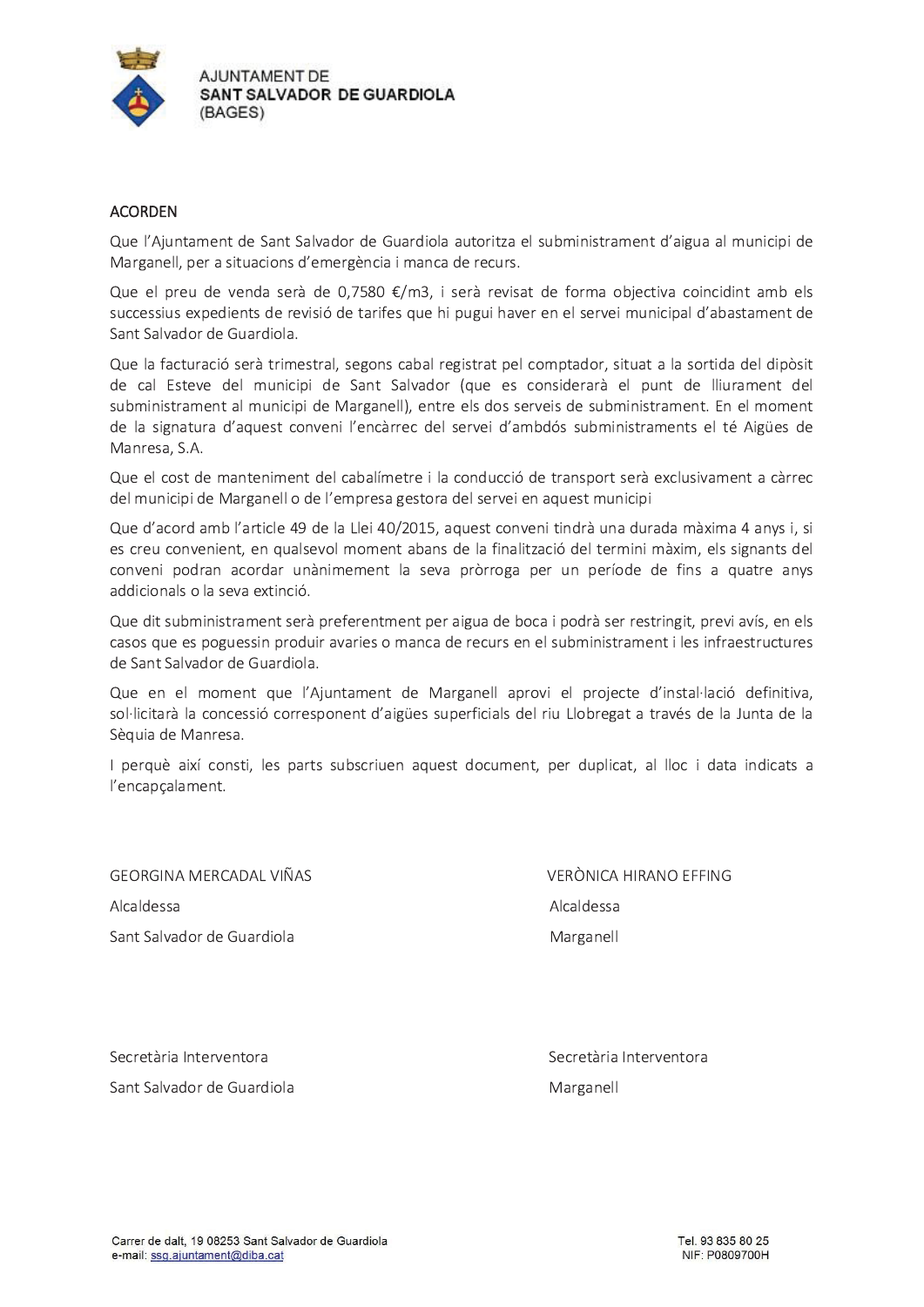ACORDEN

Que l'Ajuntament de Sant Salvador de Guardiola autoritza el subministrament d'aigua al municipi de Marganell, per a situacions d'emergència i manca de recurs.

Que el preu de venda serà de 0,7580 €/m3, i serà revisat de forma objectiva coincidint amb els successius expedients de revisió de tarifes que hi pugui haver en el servei municipal d'abastament de Sant Salvador de Guardiola.

Que la facturació serà trimestral, segons cabal registrat pel comptador, situat a la sortida del dipòsit de cal Esteve del municipi de Sant Salvador (que es considerarà el punt de lliurament del subministrament al municipi de Marganell), entre els dos serveis de subministrament. En el moment de la signatura d'aquest conveni l'encàrrec del servei d'ambdós subministraments el té Aigües de Manresa, S.A.

Que el cost de manteniment del cabalímetre i la conducció de transport serà exclusivament a càrrec del municipi de Marganell o de l'empresa gestora del servei en aquest municipi

Que d'acord amb l'article 49 de la Llei 40/2015, aquest conveni tindrà una durada màxima 4 anys i, si es creu convenient, en qualsevol moment abans de la finalització del termini màxim, els signants del conveni podran acordar unànimement la seva pròrroga per un període de fins a quatre anys addicionals o la seva extinció.

Que dit subministrament serà preferentment per aigua de boca i podrà ser restringit, previ avís, en els casos que es poguessin produir avaries o manca de recurs en el subministrament i les infraestructures de Sant Salvador de Guardiola.

Que en el moment que l'Ajuntament de Marganell aprovi el projecte d'instal·lació definitiva, sol·licitarà la concessió corresponent d'aigües superficials del riu Llobregat a través de la Junta de la Sèquia de Manresa.

I perquè així consti, les parts subscriuen aquest document, per duplicat, al lloc i data indicats a l'encapçalament.

GEORGINA MERCADAL VIÑAS
Alcaldessa
Sant Salvador de Guardiola

VERÒNICA HIRANO EFFING
Alcaldessa
Marganell

Secretària Interventora
Sant Salvador de Guardiola

Secretària Interventora
Marganell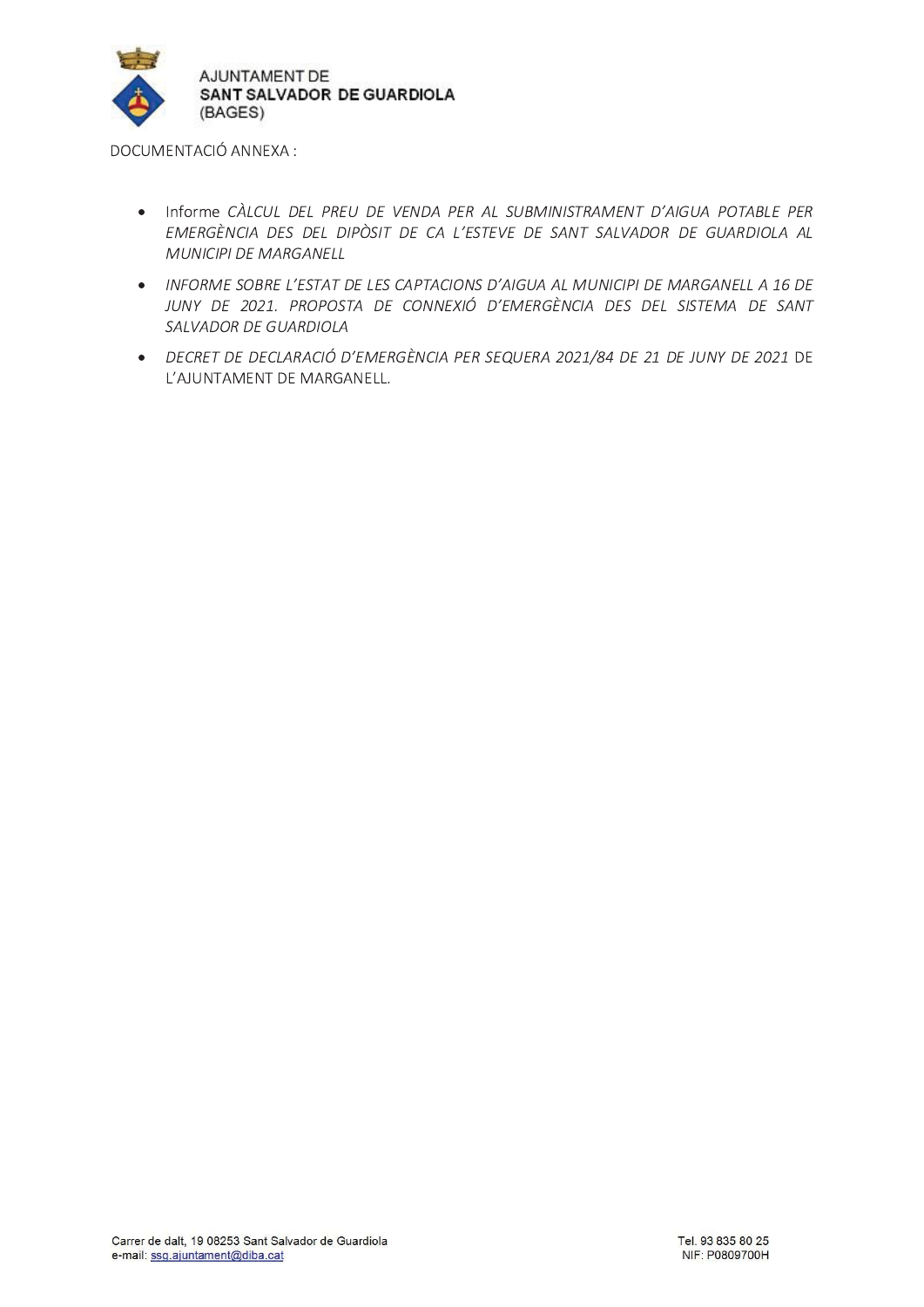DOCUMENTACIÓ ANNEXA :

- Informe *CÀLCUL DEL PREU DE VENDA PER AL SUBMINISTRAMENT D'AIGUA POTABLE PER EMERGÈNCIA DES DEL DIPÒSIT DE CA L'ESTEVE DE SANT SALVADOR DE GUARDIOLA AL MUNICIPI DE MARGANELL*
- *INFORME SOBRE L'ESTAT DE LES CAPTACIONS D'AIGUA AL MUNICIPI DE MARGANELL A 16 DE JUNY DE 2021. PROPOSTA DE CONNEXIÓ D'EMERGÈNCIA DES DEL SISTEMA DE SANT SALVADOR DE GUARDIOLA*
- *DECRET DE DECLARACIÓ D'EMERGÈNCIA PER SEQUERA 2021/84 DE 21 DE JUNY DE 2021* DE L'AJUNTAMENT DE MARGANELL.